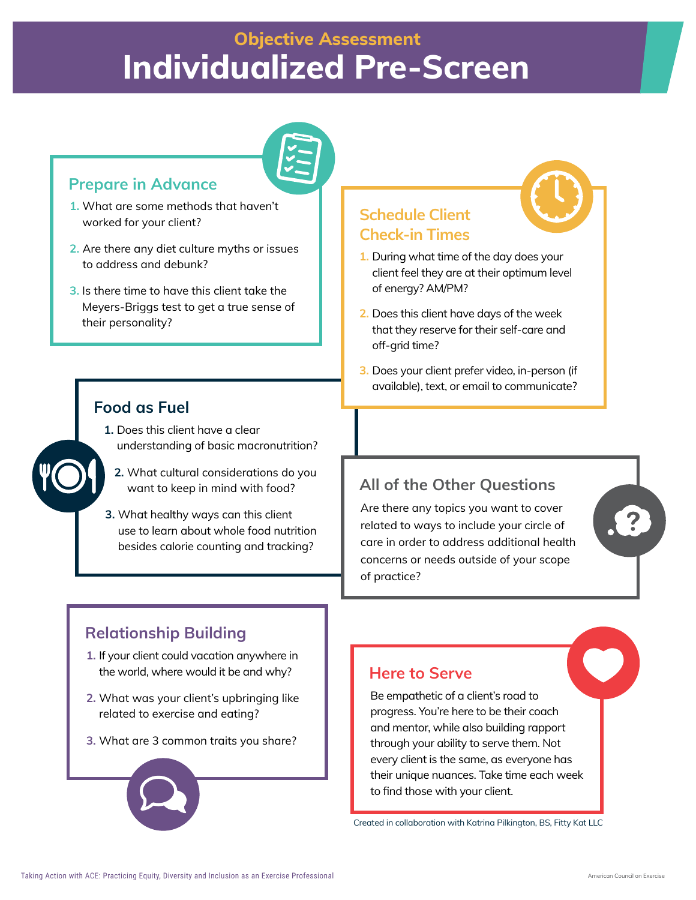# Objective Assessment
# Individualized Pre-Screen

## Prepare in Advance

1. What are some methods that haven't worked for your client?
2. Are there any diet culture myths or issues to address and debunk?
3. Is there time to have this client take the Meyers-Briggs test to get a true sense of their personality?

## Schedule Client Check-in Times

1. During what time of the day does your client feel they are at their optimum level of energy? AM/PM?
2. Does this client have days of the week that they reserve for their self-care and off-grid time?
3. Does your client prefer video, in-person (if available), text, or email to communicate?

## Food as Fuel

1. Does this client have a clear understanding of basic macronutrition?
2. What cultural considerations do you want to keep in mind with food?
3. What healthy ways can this client use to learn about whole food nutrition besides calorie counting and tracking?

## All of the Other Questions

Are there any topics you want to cover related to ways to include your circle of care in order to address additional health concerns or needs outside of your scope of practice?

## Relationship Building

1. If your client could vacation anywhere in the world, where would it be and why?
2. What was your client's upbringing like related to exercise and eating?
3. What are 3 common traits you share?

## Here to Serve

Be empathetic of a client's road to progress. You're here to be their coach and mentor, while also building rapport through your ability to serve them. Not every client is the same, as everyone has their unique nuances. Take time each week to find those with your client.

Created in collaboration with Katrina Pilkington, BS, Fitty Kat LLC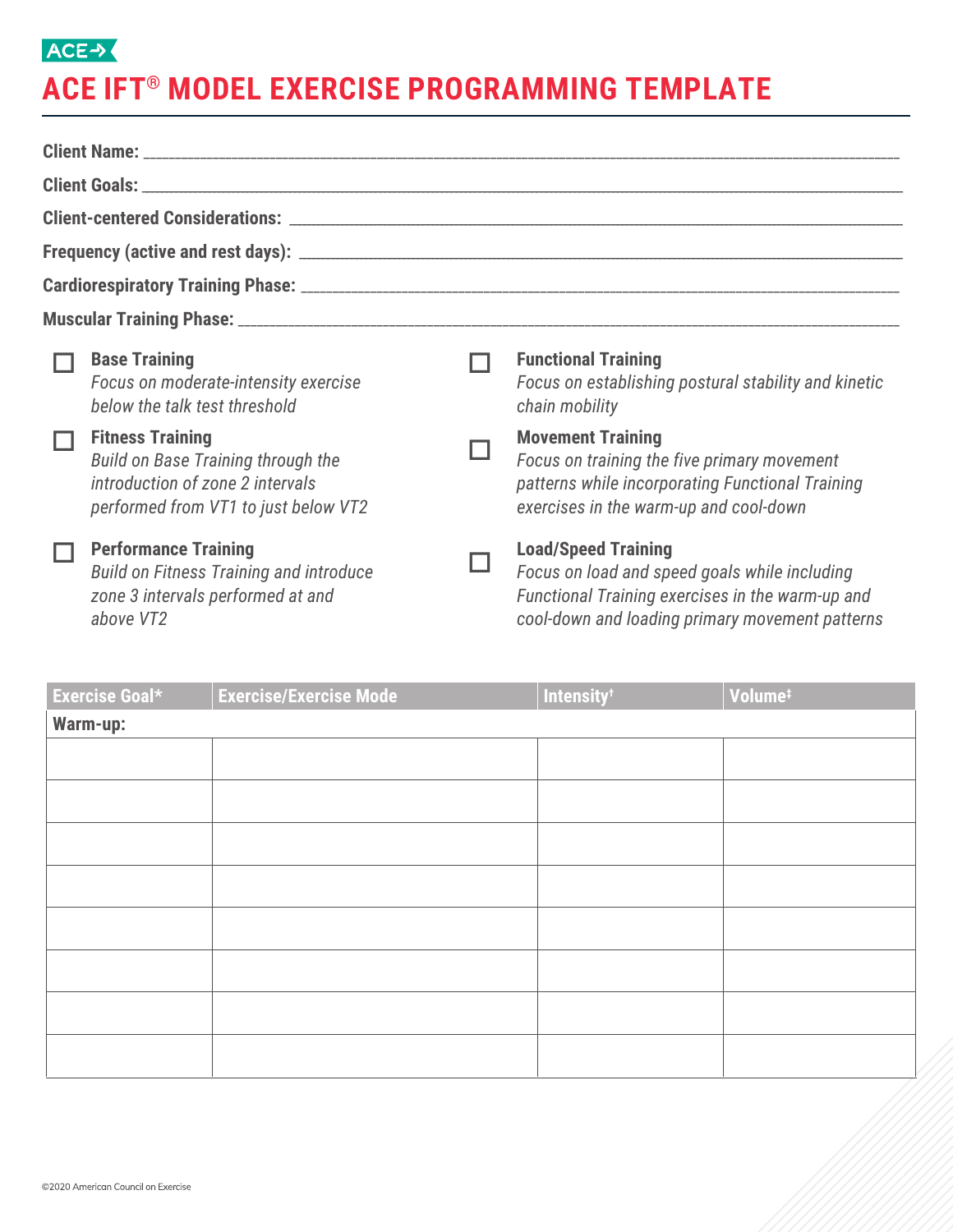ACE

# ACE IFT® MODEL EXERCISE PROGRAMMING TEMPLATE

**Client Name:** ____________________________________________

**Client Goals:** ____________________________________________

**Client-centered Considerations:** ____________________________________________

**Frequency (active and rest days):** ____________________________________________

**Cardiorespiratory Training Phase:** ____________________________________________

**Muscular Training Phase:** ____________________________________________

- ☐ **Base Training**
  *Focus on moderate-intensity exercise below the talk test threshold*
- ☐ **Fitness Training**
  *Build on Base Training through the introduction of zone 2 intervals performed from VT1 to just below VT2*
- ☐ **Performance Training**
  *Build on Fitness Training and introduce zone 3 intervals performed at and above VT2*
- ☐ **Functional Training**
  *Focus on establishing postural stability and kinetic chain mobility*
- ☐ **Movement Training**
  *Focus on training the five primary movement patterns while incorporating Functional Training exercises in the warm-up and cool-down*
- ☐ **Load/Speed Training**
  *Focus on load and speed goals while including Functional Training exercises in the warm-up and cool-down and loading primary movement patterns*

| Exercise Goal* | Exercise/Exercise Mode | Intensity† | Volume‡ |
|---|---|---|---|
| **Warm-up:** | | | |
| | | | |
| | | | |
| | | | |
| | | | |
| | | | |
| | | | |
| | | | |
| | | | |

©2020 American Council on Exercise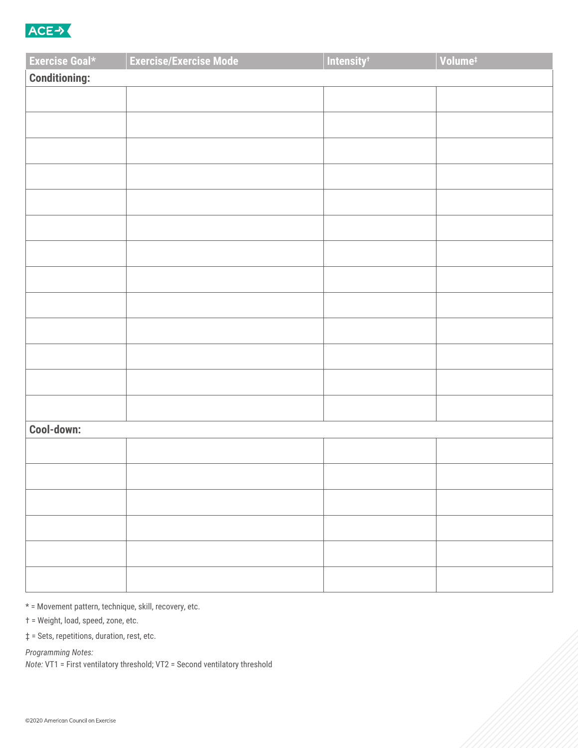| Exercise Goal* | Exercise/Exercise Mode | Intensity† | Volume‡ |
|---|---|---|---|
| **Conditioning:** | | | |
| | | | |
| | | | |
| | | | |
| | | | |
| | | | |
| | | | |
| | | | |
| | | | |
| | | | |
| | | | |
| | | | |
| | | | |
| | | | |
| **Cool-down:** | | | |
| | | | |
| | | | |
| | | | |
| | | | |
| | | | |
| | | | |

* = Movement pattern, technique, skill, recovery, etc.

† = Weight, load, speed, zone, etc.

‡ = Sets, repetitions, duration, rest, etc.

*Programming Notes:*

*Note:* VT1 = First ventilatory threshold; VT2 = Second ventilatory threshold

©2020 American Council on Exercise